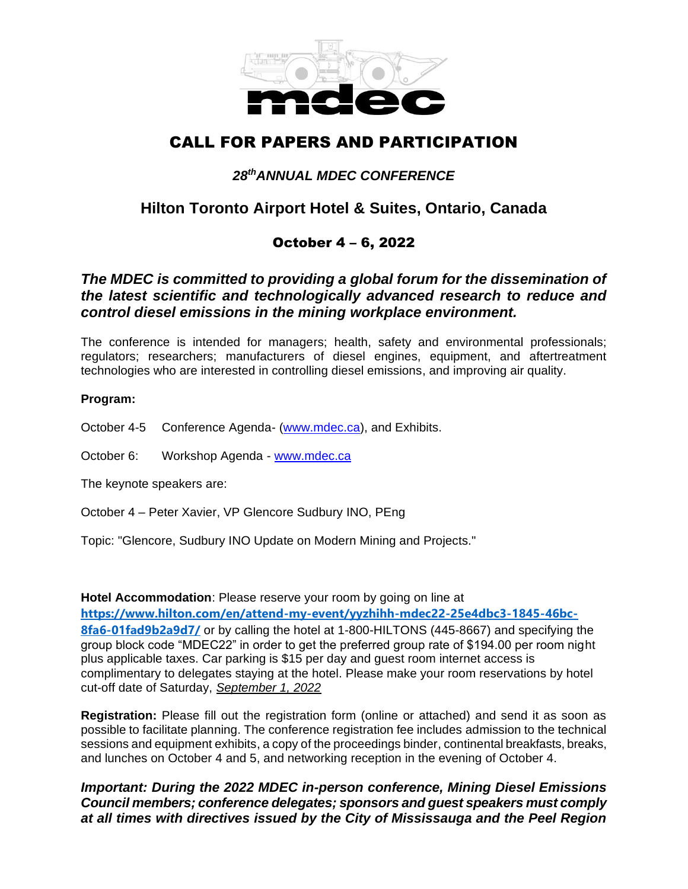mdec

# CALL FOR PAPERS AND PARTICIPATION

## *28th ANNUAL MDEC CONFERENCE*

## Hilton Toronto Airport Hotel & Suites, Ontario, Canada

### October 4 – 6, 2022

***The MDEC is committed to providing a global forum for the dissemination of the latest scientific and technologically advanced research to reduce and control diesel emissions in the mining workplace environment.***

The conference is intended for managers; health, safety and environmental professionals; regulators; researchers; manufacturers of diesel engines, equipment, and aftertreatment technologies who are interested in controlling diesel emissions, and improving air quality.

**Program:**

October 4-5 Conference Agenda- (www.mdec.ca), and Exhibits.

October 6: Workshop Agenda - www.mdec.ca

The keynote speakers are:

October 4 – Peter Xavier, VP Glencore Sudbury INO, PEng

Topic: "Glencore, Sudbury INO Update on Modern Mining and Projects."

**Hotel Accommodation**: Please reserve your room by going on line at **https://www.hilton.com/en/attend-my-event/yyzhihh-mdec22-25e4dbc3-1845-46bc-8fa6-01fad9b2a9d7/** or by calling the hotel at 1-800-HILTONS (445-8667) and specifying the group block code "MDEC22" in order to get the preferred group rate of $194.00 per room night plus applicable taxes. Car parking is $15 per day and guest room internet access is complimentary to delegates staying at the hotel. Please make your room reservations by hotel cut-off date of Saturday, *September 1, 2022*

**Registration:** Please fill out the registration form (online or attached) and send it as soon as possible to facilitate planning. The conference registration fee includes admission to the technical sessions and equipment exhibits, a copy of the proceedings binder, continental breakfasts, breaks, and lunches on October 4 and 5, and networking reception in the evening of October 4.

***Important: During the 2022 MDEC in-person conference, Mining Diesel Emissions Council members; conference delegates; sponsors and guest speakers must comply at all times with directives issued by the City of Mississauga and the Peel Region***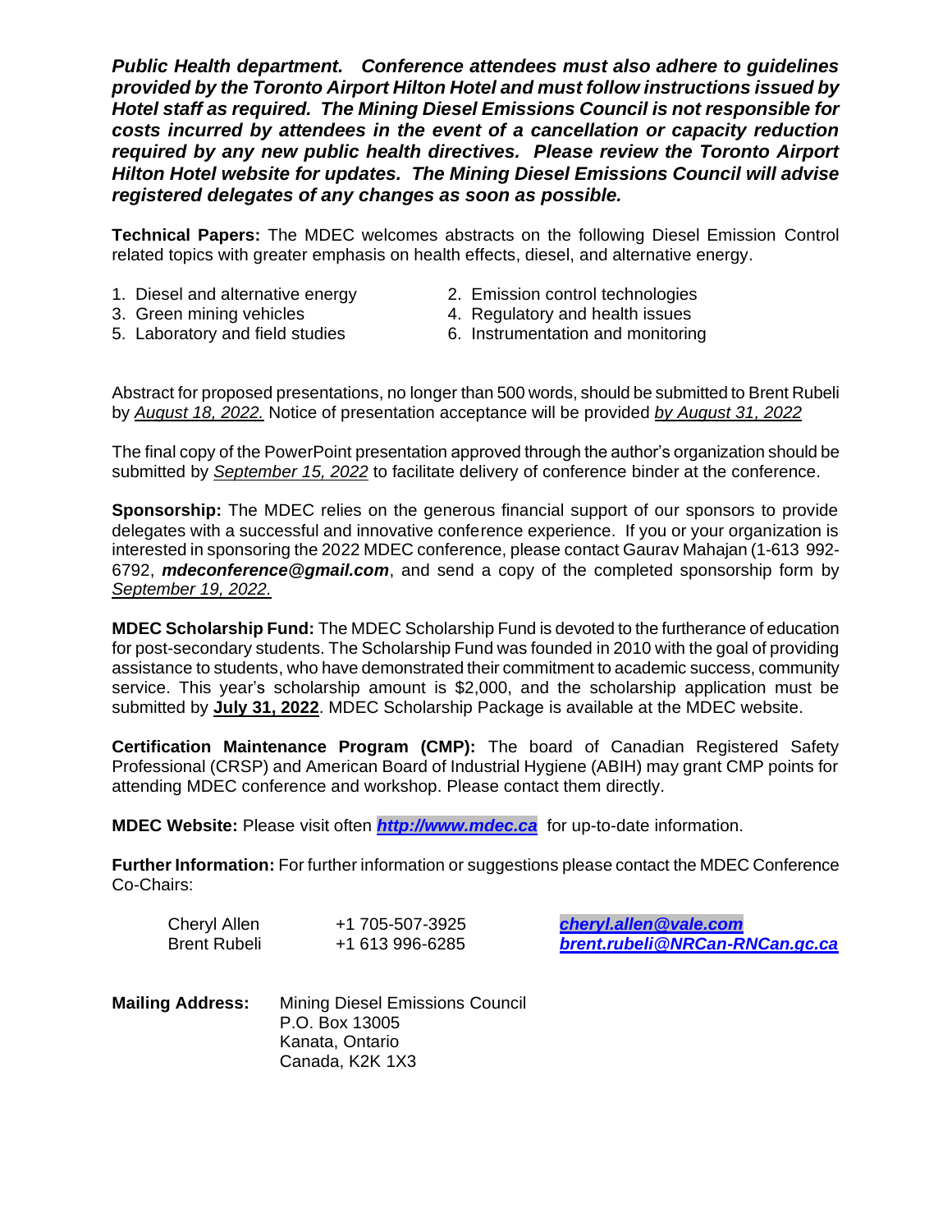***Public Health department. Conference attendees must also adhere to guidelines provided by the Toronto Airport Hilton Hotel and must follow instructions issued by Hotel staff as required. The Mining Diesel Emissions Council is not responsible for costs incurred by attendees in the event of a cancellation or capacity reduction required by any new public health directives. Please review the Toronto Airport Hilton Hotel website for updates. The Mining Diesel Emissions Council will advise registered delegates of any changes as soon as possible.***

**Technical Papers:** The MDEC welcomes abstracts on the following Diesel Emission Control related topics with greater emphasis on health effects, diesel, and alternative energy.

1. Diesel and alternative energy
2. Emission control technologies
3. Green mining vehicles
4. Regulatory and health issues
5. Laboratory and field studies
6. Instrumentation and monitoring

Abstract for proposed presentations, no longer than 500 words, should be submitted to Brent Rubeli by <u>*August 18, 2022.*</u> Notice of presentation acceptance will be provided <u>*by August 31, 2022*</u>

The final copy of the PowerPoint presentation approved through the author's organization should be submitted by <u>*September 15, 2022*</u> to facilitate delivery of conference binder at the conference.

**Sponsorship:** The MDEC relies on the generous financial support of our sponsors to provide delegates with a successful and innovative conference experience. If you or your organization is interested in sponsoring the 2022 MDEC conference, please contact Gaurav Mahajan (1-613 992-6792, ***mdeconference@gmail.com***, and send a copy of the completed sponsorship form by <u>*September 19, 2022.*</u>

**MDEC Scholarship Fund:** The MDEC Scholarship Fund is devoted to the furtherance of education for post-secondary students. The Scholarship Fund was founded in 2010 with the goal of providing assistance to students, who have demonstrated their commitment to academic success, community service. This year's scholarship amount is $2,000, and the scholarship application must be submitted by <u>**July 31, 2022**</u>. MDEC Scholarship Package is available at the MDEC website.

**Certification Maintenance Program (CMP):** The board of Canadian Registered Safety Professional (CRSP) and American Board of Industrial Hygiene (ABIH) may grant CMP points for attending MDEC conference and workshop. Please contact them directly.

**MDEC Website:** Please visit often ***http://www.mdec.ca*** for up-to-date information.

**Further Information:** For further information or suggestions please contact the MDEC Conference Co-Chairs:

| | | |
|---|---|---|
| Cheryl Allen | +1 705-507-3925 | ***cheryl.allen@vale.com*** |
| Brent Rubeli | +1 613 996-6285 | ***brent.rubeli@NRCan-RNCan.gc.ca*** |

**Mailing Address:** Mining Diesel Emissions Council
P.O. Box 13005
Kanata, Ontario
Canada, K2K 1X3